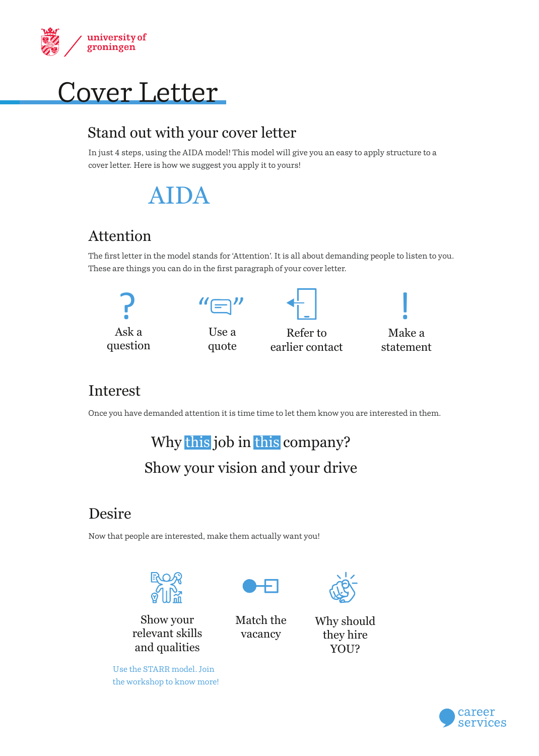# Cover Letter

## Stand out with your cover letter

In just 4 steps, using the AIDA model! This model will give you an easy to apply structure to a cover letter. Here is how we suggest you apply it to yours!

# AIDA

## Attention

The first letter in the model stands for 'Attention'. It is all about demanding people to listen to you. These are things you can do in the first paragraph of your cover letter.

- Ask a question
- Use a quote
- Refer to earlier contact
- Make a statement

## Interest

Once you have demanded attention it is time time to let them know you are interested in them.

Why **this** job in **this** company?

Show your vision and your drive

## Desire

Now that people are interested, make them actually want you!

- Show your relevant skills and qualities
- Match the vacancy
- Why should they hire YOU?

Use the STARR model. Join the workshop to know more!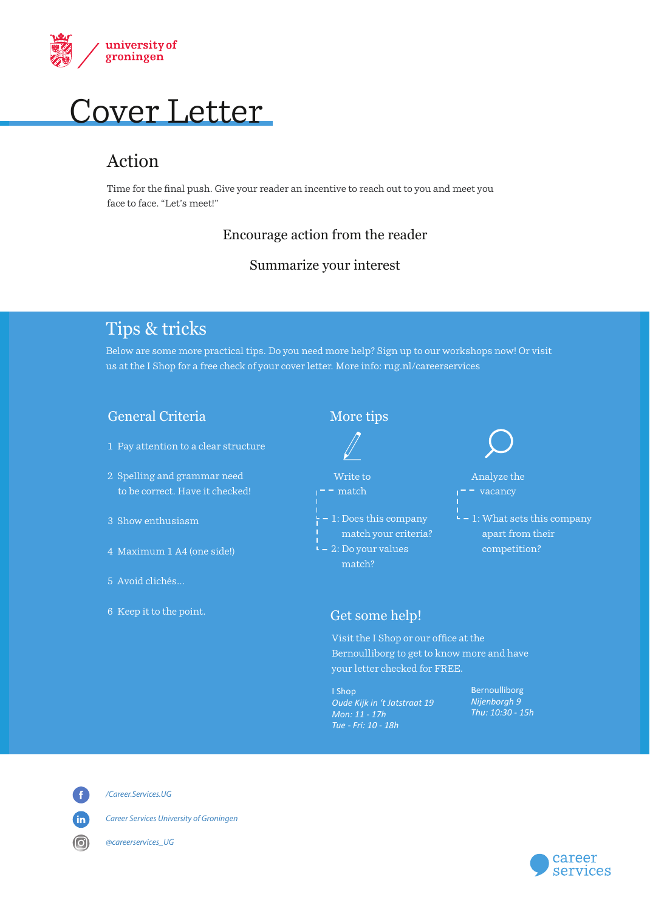university of groningen

# Cover Letter

## Action

Time for the final push. Give your reader an incentive to reach out to you and meet you face to face. “Let’s meet!”

Encourage action from the reader

Summarize your interest

## Tips & tricks

Below are some more practical tips. Do you need more help? Sign up to our workshops now! Or visit us at the I Shop for a free check of your cover letter. More info: rug.nl/careerservices

### General Criteria

1 Pay attention to a clear structure

2 Spelling and grammar need to be correct. Have it checked!

3 Show enthusiasm

4 Maximum 1 A4 (one side!)

5 Avoid clichés...

6 Keep it to the point.

### More tips

Write to match

- 1: Does this company match your criteria?
- 2: Do your values match?

Analyze the vacancy

- 1: What sets this company apart from their competition?

### Get some help!

Visit the I Shop or our office at the Bernoulliborg to get to know more and have your letter checked for FREE.

I Shop
*Oude Kijk in ’t Jatstraat 19*
*Mon: 11 - 17h*
*Tue - Fri: 10 - 18h*

Bernoulliborg
*Nijenborgh 9*
*Thu: 10:30 - 15h*

*/Career.Services.UG*

*Career Services University of Groningen*

*@careerservices_UG*

career services